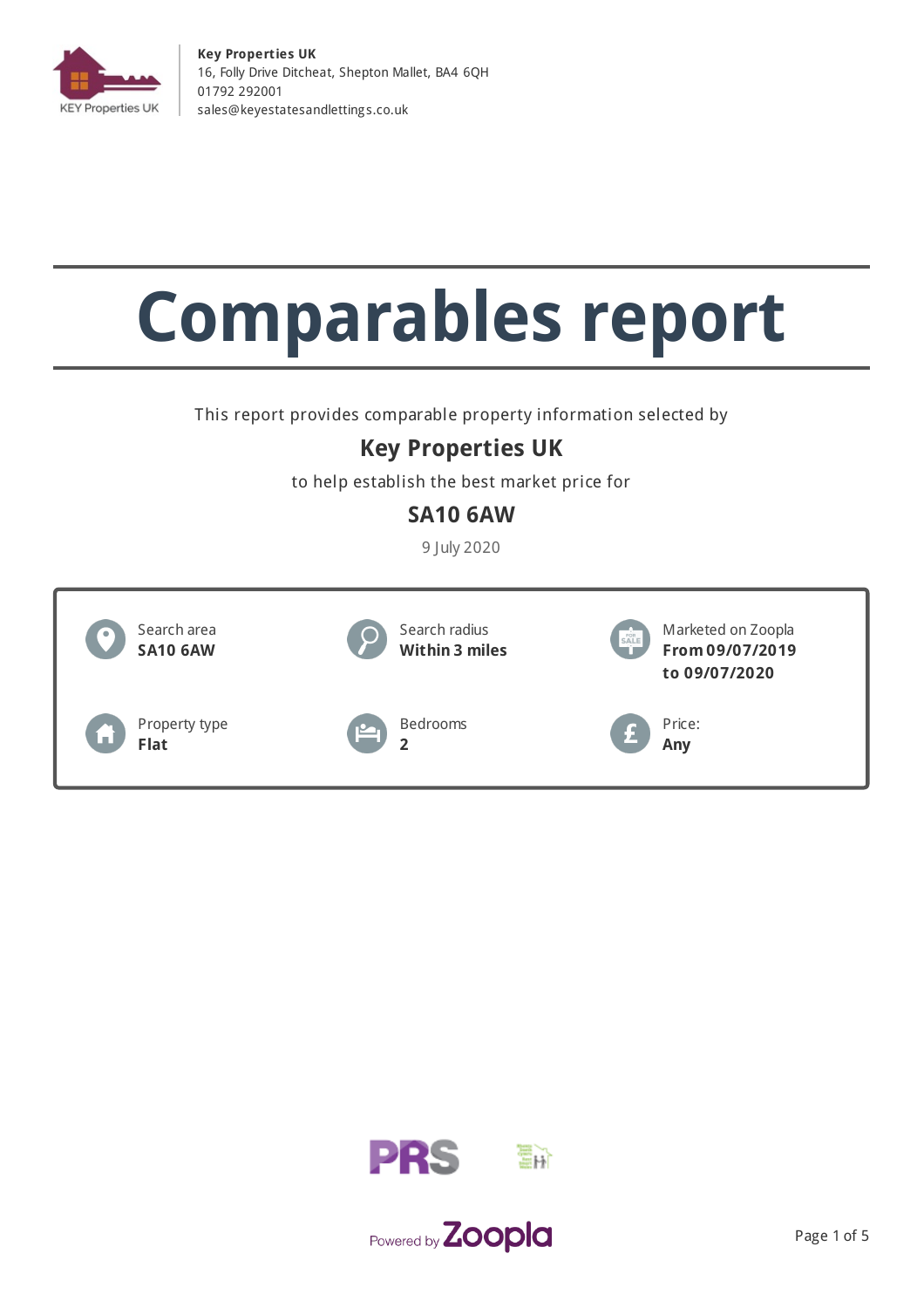**Key Properties UK**
16, Folly Drive Ditcheat, Shepton Mallet, BA4 6QH
01792 292001
sales@keyestatesandlettings.co.uk

# Comparables report

This report provides comparable property information selected by

## Key Properties UK

to help establish the best market price for

## SA10 6AW

9 July 2020

| | | |
|---|---|---|
| Search area **SA10 6AW** | Search radius **Within 3 miles** | Marketed on Zoopla **From 09/07/2019 to 09/07/2020** |
| Property type **Flat** | Bedrooms **2** | Price: **Any** |

Powered by Zoopla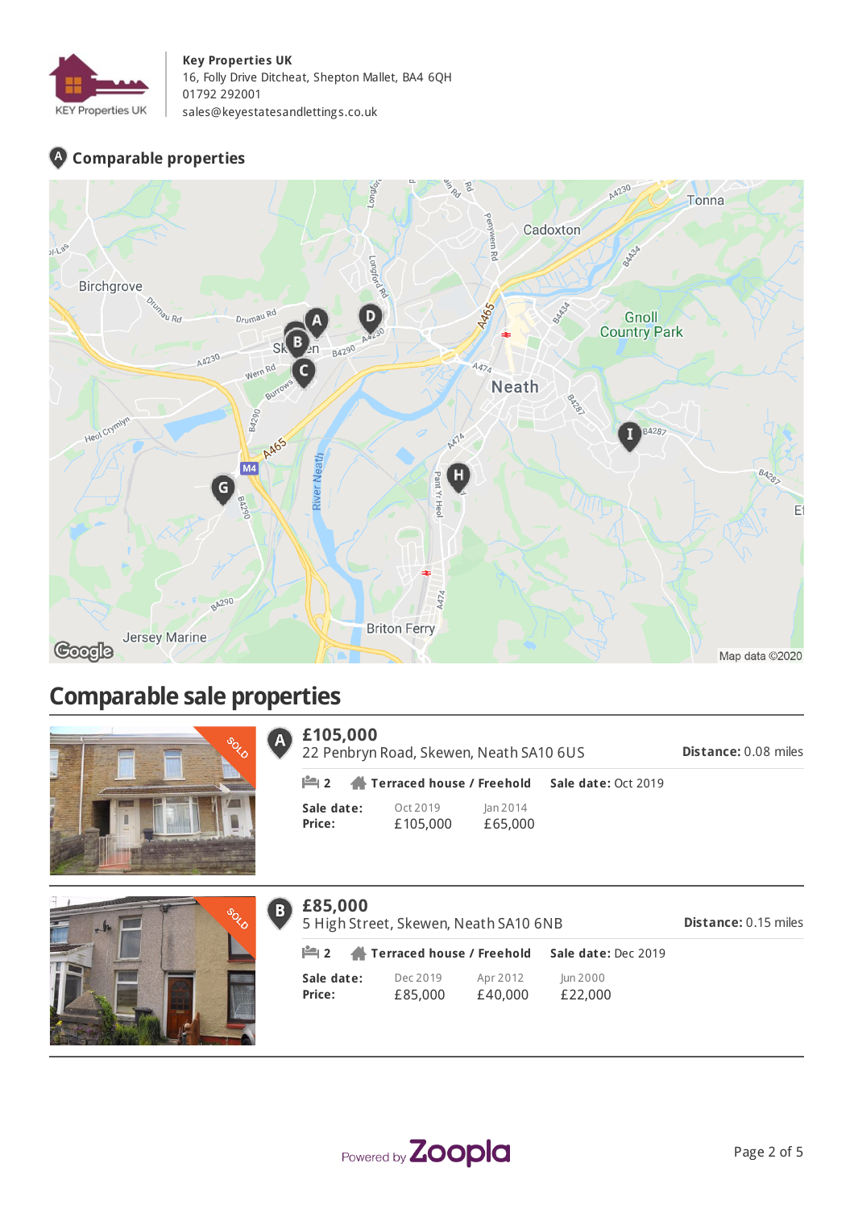**Key Properties UK**
16, Folly Drive Ditcheat, Shepton Mallet, BA4 6QH
01792 292001
sales@keyestatesandlettings.co.uk

## Comparable properties

# Comparable sale properties

### A — £105,000

22 Penbryn Road, Skewen, Neath SA10 6US

**Distance:** 0.08 miles

2 | **Terraced house / Freehold** | **Sale date:** Oct 2019

| **Sale date:** | Oct 2019 | Jan 2014 |
|---|---|---|
| **Price:** | £105,000 | £65,000 |

### B — £85,000

5 High Street, Skewen, Neath SA10 6NB

**Distance:** 0.15 miles

2 | **Terraced house / Freehold** | **Sale date:** Dec 2019

| **Sale date:** | Dec 2019 | Apr 2012 | Jun 2000 |
|---|---|---|---|
| **Price:** | £85,000 | £40,000 | £22,000 |

Powered by Zoopla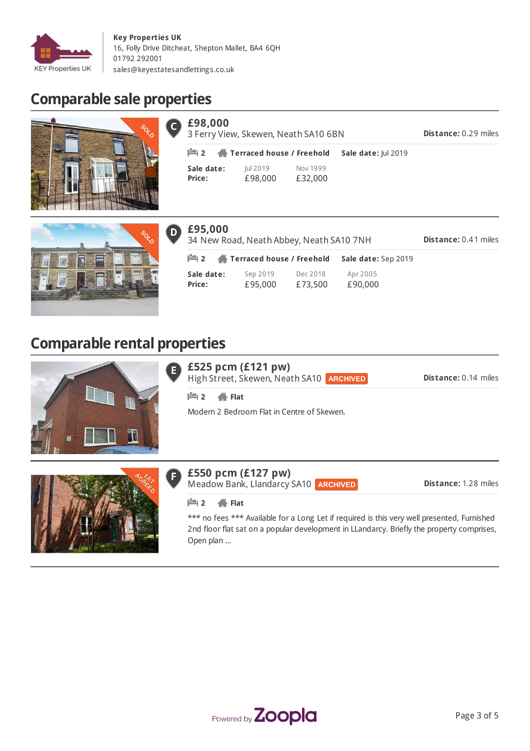**Key Properties UK**
16, Folly Drive Ditcheat, Shepton Mallet, BA4 6QH
01792 292001
sales@keyestatesandlettings.co.uk

## Comparable sale properties

### C — £98,000
3 Ferry View, Skewen, Neath SA10 6BN

**Distance:** 0.29 miles

2 | **Terraced house / Freehold** | **Sale date:** Jul 2019

| | | |
|---|---|---|
| **Sale date:** | Jul 2019 | Nov 1999 |
| **Price:** | £98,000 | £32,000 |

### D — £95,000
34 New Road, Neath Abbey, Neath SA10 7NH

**Distance:** 0.41 miles

2 | **Terraced house / Freehold** | **Sale date:** Sep 2019

| | | | |
|---|---|---|---|
| **Sale date:** | Sep 2019 | Dec 2018 | Apr 2005 |
| **Price:** | £95,000 | £73,500 | £90,000 |

## Comparable rental properties

### E — £525 pcm (£121 pw)
High Street, Skewen, Neath SA10 ARCHIVED

**Distance:** 0.14 miles

2 | **Flat**

Modern 2 Bedroom Flat in Centre of Skewen.

### F — £550 pcm (£127 pw)
Meadow Bank, Llandarcy SA10 ARCHIVED

**Distance:** 1.28 miles

2 | **Flat**

*** no fees *** Available for a Long Let if required is this very well presented, Furnished 2nd floor flat sat on a popular development in LLandarcy. Briefly the property comprises, Open plan ...

Powered by Zoopla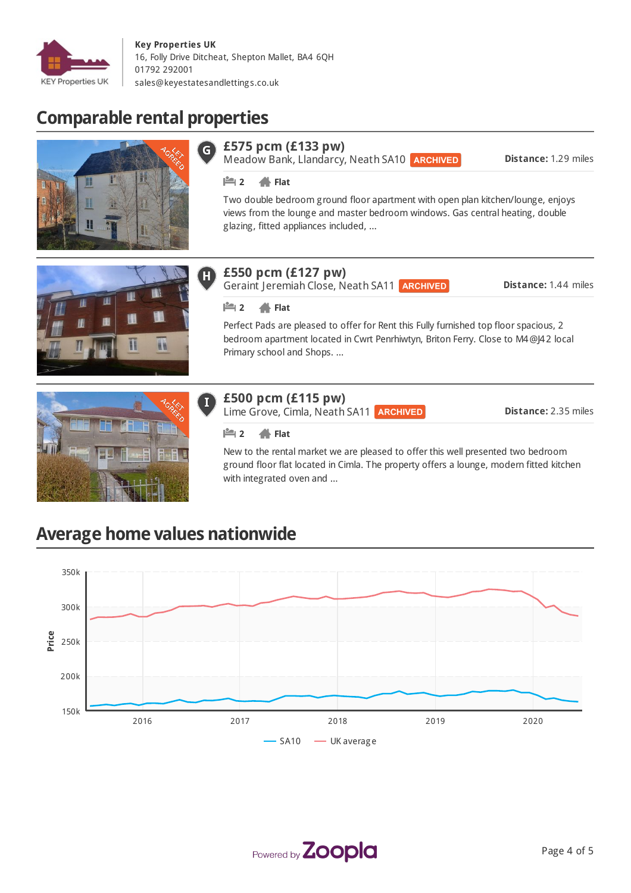**Key Properties UK**
16, Folly Drive Ditcheat, Shepton Mallet, BA4 6QH
01792 292001
sales@keyestatesandlettings.co.uk

## Comparable rental properties

**G**

### £575 pcm (£133 pw)

Meadow Bank, Llandarcy, Neath SA10 ARCHIVED

**Distance:** 1.29 miles

2 **Flat**

Two double bedroom ground floor apartment with open plan kitchen/lounge, enjoys views from the lounge and master bedroom windows. Gas central heating, double glazing, fitted appliances included, ...

**H**

### £550 pcm (£127 pw)

Geraint Jeremiah Close, Neath SA11 ARCHIVED

**Distance:** 1.44 miles

2 **Flat**

Perfect Pads are pleased to offer for Rent this Fully furnished top floor spacious, 2 bedroom apartment located in Cwrt Penrhiwtyn, Briton Ferry. Close to M4@J42 local Primary school and Shops. ...

**I**

### £500 pcm (£115 pw)

Lime Grove, Cimla, Neath SA11 ARCHIVED

**Distance:** 2.35 miles

2 **Flat**

New to the rental market we are pleased to offer this well presented two bedroom ground floor flat located in Cimla. The property offers a lounge, modern fitted kitchen with integrated oven and ...

## Average home values nationwide

Price: 350k, 300k, 250k, 200k, 150k

2016, 2017, 2018, 2019, 2020

SA10 — UK average

Powered by Zoopla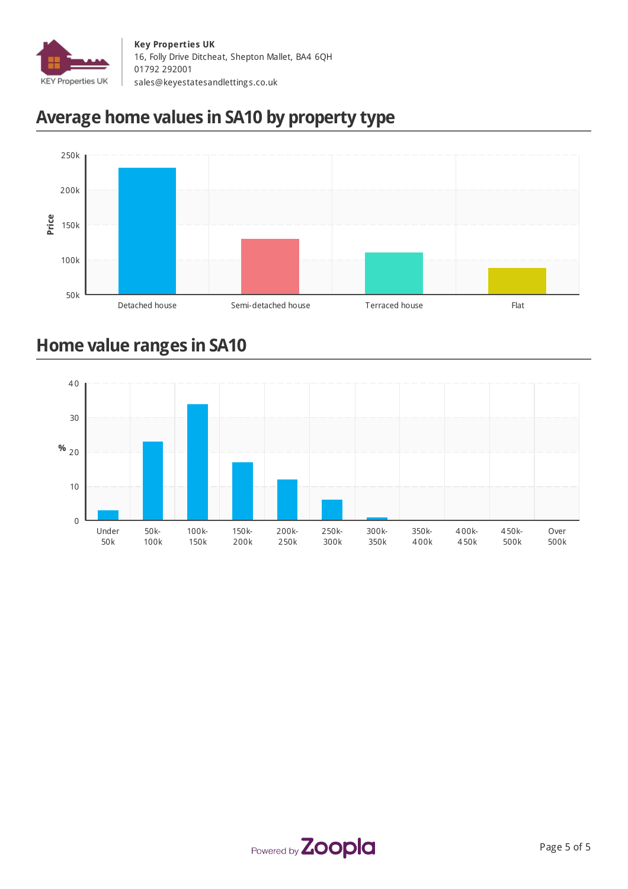**Key Properties UK**
16, Folly Drive Ditcheat, Shepton Mallet, BA4 6QH
01792 292001
sales@keyestatesandlettings.co.uk

## Average home values in SA10 by property type

Price
250k
200k
150k
100k
50k

Detached house
Semi-detached house
Terraced house
Flat

## Home value ranges in SA10

%
40
30
20
10
0

Under 50k
50k-100k
100k-150k
150k-200k
200k-250k
250k-300k
300k-350k
350k-400k
400k-450k
450k-500k
Over 500k

Powered by Zoopla